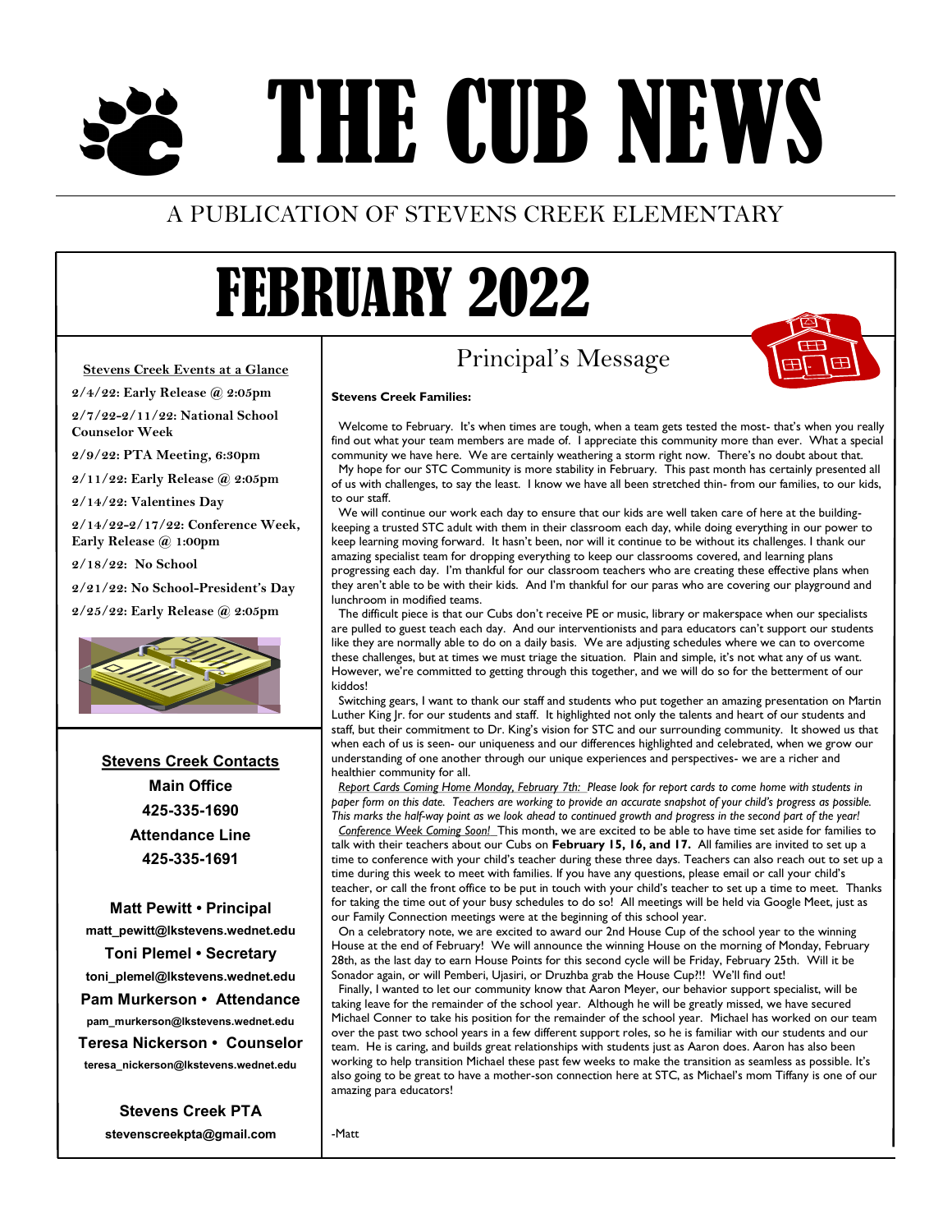# THE CUB NEWS

A PUBLICATION OF STEVENS CREEK ELEMENTARY

# FEBRUARY 2022

**Stevens Creek Events at a Glance**

**2/4/22: Early Release @ 2:05pm**

**2/7/22-2/11/22: National School Counselor Week**

**2/9/22: PTA Meeting, 6:30pm**

**2/11/22: Early Release @ 2:05pm**

**2/14/22: Valentines Day**

**2/14/22-2/17/22: Conference Week, Early Release @ 1:00pm**

**2/18/22: No School**

**2/21/22: No School-President's Day**

**2/25/22: Early Release @ 2:05pm**

**Stevens Creek Contacts**

**Main Office**
**425-335-1690**

**Attendance Line**
**425-335-1691**

**Matt Pewitt • Principal**
matt_pewitt@lkstevens.wednet.edu

**Toni Plemel • Secretary**
toni_plemel@lkstevens.wednet.edu

**Pam Murkerson • Attendance**
pam_murkerson@lkstevens.wednet.edu

**Teresa Nickerson • Counselor**
teresa_nickerson@lkstevens.wednet.edu

**Stevens Creek PTA**
stevenscreekpta@gmail.com

## Principal's Message

**Stevens Creek Families:**

Welcome to February. It's when times are tough, when a team gets tested the most- that's when you really find out what your team members are made of. I appreciate this community more than ever. What a special community we have here. We are certainly weathering a storm right now. There's no doubt about that.

My hope for our STC Community is more stability in February. This past month has certainly presented all of us with challenges, to say the least. I know we have all been stretched thin- from our families, to our kids, to our staff.

We will continue our work each day to ensure that our kids are well taken care of here at the building-keeping a trusted STC adult with them in their classroom each day, while doing everything in our power to keep learning moving forward. It hasn't been, nor will it continue to be without its challenges. I thank our amazing specialist team for dropping everything to keep our classrooms covered, and learning plans progressing each day. I'm thankful for our classroom teachers who are creating these effective plans when they aren't able to be with their kids. And I'm thankful for our paras who are covering our playground and lunchroom in modified teams.

The difficult piece is that our Cubs don't receive PE or music, library or makerspace when our specialists are pulled to guest teach each day. And our interventionists and para educators can't support our students like they are normally able to do on a daily basis. We are adjusting schedules where we can to overcome these challenges, but at times we must triage the situation. Plain and simple, it's not what any of us want. However, we're committed to getting through this together, and we will do so for the betterment of our kiddos!

Switching gears, I want to thank our staff and students who put together an amazing presentation on Martin Luther King Jr. for our students and staff. It highlighted not only the talents and heart of our students and staff, but their commitment to Dr. King's vision for STC and our surrounding community. It showed us that when each of us is seen- our uniqueness and our differences highlighted and celebrated, when we grow our understanding of one another through our unique experiences and perspectives- we are a richer and healthier community for all.

*Report Cards Coming Home Monday, February 7th: Please look for report cards to come home with students in paper form on this date. Teachers are working to provide an accurate snapshot of your child's progress as possible. This marks the half-way point as we look ahead to continued growth and progress in the second part of the year!*

*Conference Week Coming Soon!* This month, we are excited to be able to have time set aside for families to talk with their teachers about our Cubs on **February 15, 16, and 17.** All families are invited to set up a time to conference with your child's teacher during these three days. Teachers can also reach out to set up a time during this week to meet with families. If you have any questions, please email or call your child's teacher, or call the front office to be put in touch with your child's teacher to set up a time to meet. Thanks for taking the time out of your busy schedules to do so! All meetings will be held via Google Meet, just as our Family Connection meetings were at the beginning of this school year.

On a celebratory note, we are excited to award our 2nd House Cup of the school year to the winning House at the end of February! We will announce the winning House on the morning of Monday, February 28th, as the last day to earn House Points for this second cycle will be Friday, February 25th. Will it be Sonador again, or will Pemberi, Ujasiri, or Druzhba grab the House Cup?!! We'll find out!

Finally, I wanted to let our community know that Aaron Meyer, our behavior support specialist, will be taking leave for the remainder of the school year. Although he will be greatly missed, we have secured Michael Conner to take his position for the remainder of the school year. Michael has worked on our team over the past two school years in a few different support roles, so he is familiar with our students and our team. He is caring, and builds great relationships with students just as Aaron does. Aaron has also been working to help transition Michael these past few weeks to make the transition as seamless as possible. It's also going to be great to have a mother-son connection here at STC, as Michael's mom Tiffany is one of our amazing para educators!

-Matt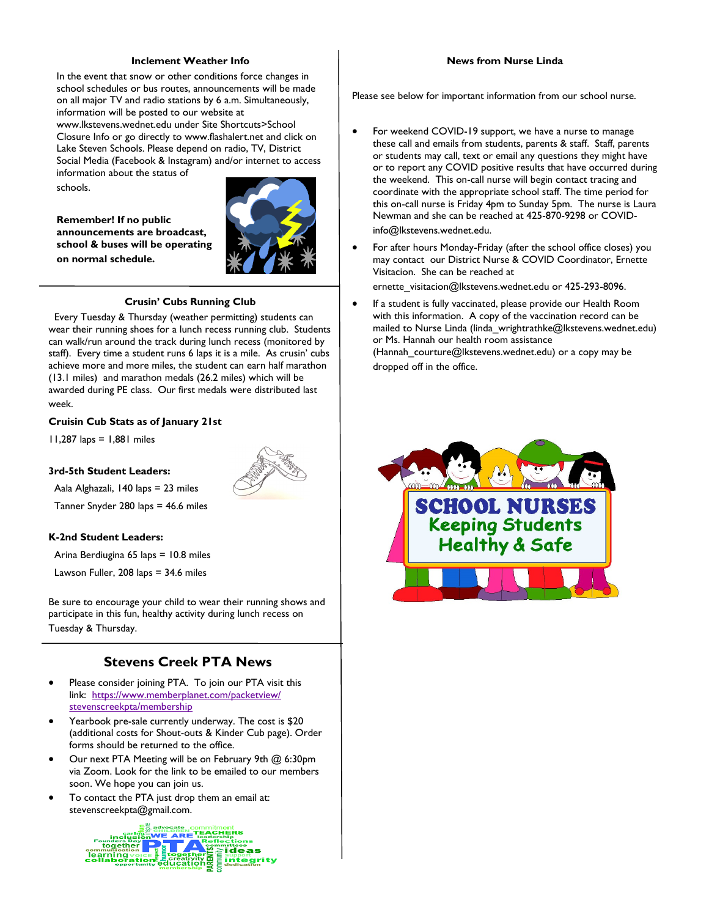### Inclement Weather Info

In the event that snow or other conditions force changes in school schedules or bus routes, announcements will be made on all major TV and radio stations by 6 a.m. Simultaneously, information will be posted to our website at www.lkstevens.wednet.edu under Site Shortcuts>School Closure Info or go directly to www.flashalert.net and click on Lake Steven Schools. Please depend on radio, TV, District Social Media (Facebook & Instagram) and/or internet to access information about the status of schools.

**Remember! If no public announcements are broadcast, school & buses will be operating on normal schedule.**

### Crusin' Cubs Running Club

Every Tuesday & Thursday (weather permitting) students can wear their running shoes for a lunch recess running club. Students can walk/run around the track during lunch recess (monitored by staff). Every time a student runs 6 laps it is a mile. As crusin' cubs achieve more and more miles, the student can earn half marathon (13.1 miles) and marathon medals (26.2 miles) which will be awarded during PE class. Our first medals were distributed last week.

**Cruisin Cub Stats as of January 21st**

11,287 laps = 1,881 miles

**3rd-5th Student Leaders:**

Aala Alghazali, 140 laps = 23 miles

Tanner Snyder 280 laps = 46.6 miles

**K-2nd Student Leaders:**

Arina Berdiugina 65 laps = 10.8 miles

Lawson Fuller, 208 laps = 34.6 miles

Be sure to encourage your child to wear their running shows and participate in this fun, healthy activity during lunch recess on Tuesday & Thursday.

## Stevens Creek PTA News

- Please consider joining PTA. To join our PTA visit this link: https://www.memberplanet.com/packetview/stevenscreekpta/membership
- Yearbook pre-sale currently underway. The cost is $20 (additional costs for Shout-outs & Kinder Cub page). Order forms should be returned to the office.
- Our next PTA Meeting will be on February 9th @ 6:30pm via Zoom. Look for the link to be emailed to our members soon. We hope you can join us.
- To contact the PTA just drop them an email at: stevenscreekpta@gmail.com.

### News from Nurse Linda

Please see below for important information from our school nurse.

- For weekend COVID-19 support, we have a nurse to manage these call and emails from students, parents & staff. Staff, parents or students may call, text or email any questions they might have or to report any COVID positive results that have occurred during the weekend. This on-call nurse will begin contact tracing and coordinate with the appropriate school staff. The time period for this on-call nurse is Friday 4pm to Sunday 5pm. The nurse is Laura Newman and she can be reached at 425-870-9298 or COVID-info@lkstevens.wednet.edu.
- For after hours Monday-Friday (after the school office closes) you may contact our District Nurse & COVID Coordinator, Ernette Visitacion. She can be reached at ernette_visitacion@lkstevens.wednet.edu or 425-293-8096.
- If a student is fully vaccinated, please provide our Health Room with this information. A copy of the vaccination record can be mailed to Nurse Linda (linda_wrightrathke@lkstevens.wednet.edu) or Ms. Hannah our health room assistance (Hannah_courture@lkstevens.wednet.edu) or a copy may be dropped off in the office.

SCHOOL NURSES Keeping Students Healthy & Safe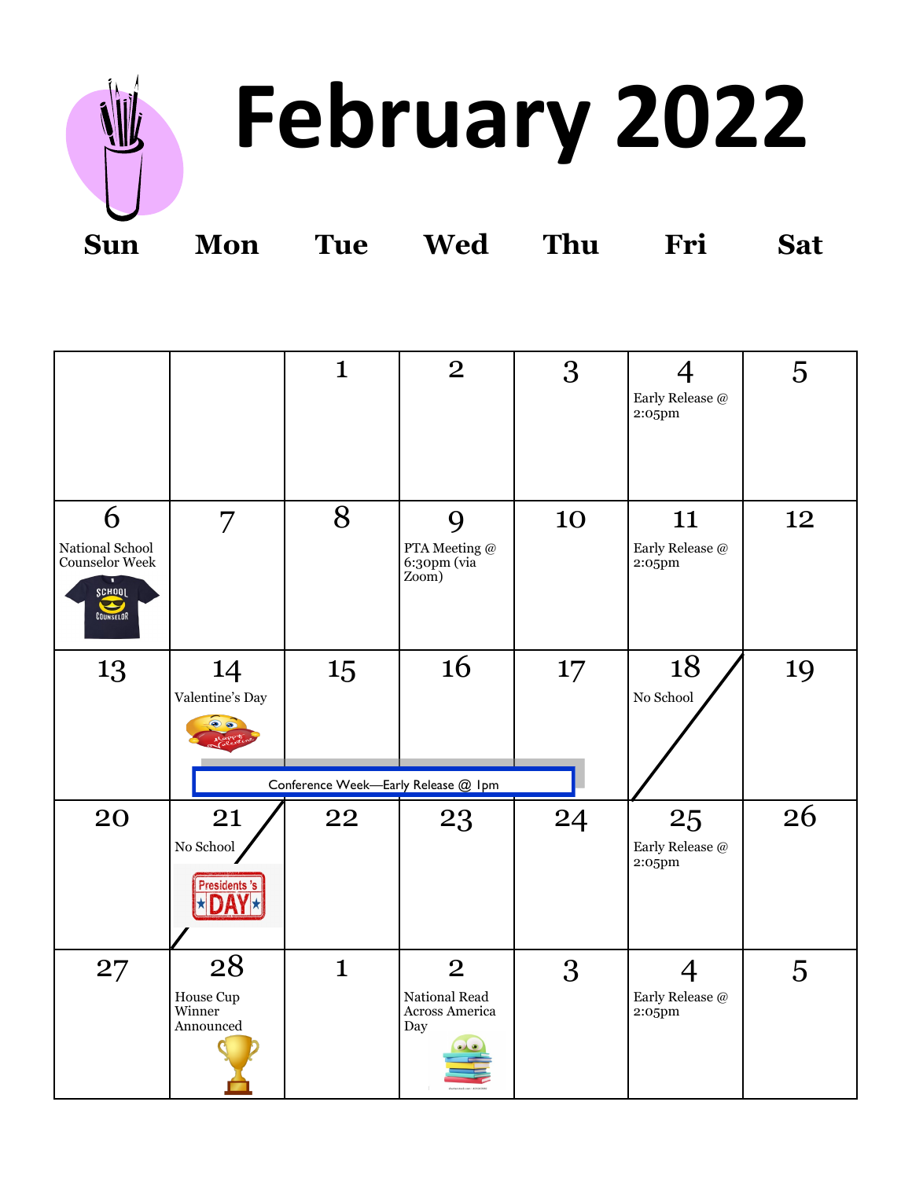# February 2022

| Sun | Mon | Tue | Wed | Thu | Fri | Sat |
|---|---|---|---|---|---|---|
| | | 1 | 2 | 3 | 4 Early Release @ 2:05pm | 5 |
| 6 National School Counselor Week | 7 | 8 | 9 PTA Meeting @ 6:30pm (via Zoom) | 10 | 11 Early Release @ 2:05pm | 12 |
| 13 | 14 Valentine's Day | 15 | 16 | 17 | 18 No School | 19 |
| 20 | 21 No School | 22 | 23 | 24 | 25 Early Release @ 2:05pm | 26 |
| 27 | 28 House Cup Winner Announced | 1 | 2 National Read Across America Day | 3 | 4 Early Release @ 2:05pm | 5 |

Conference Week—Early Release @ 1pm